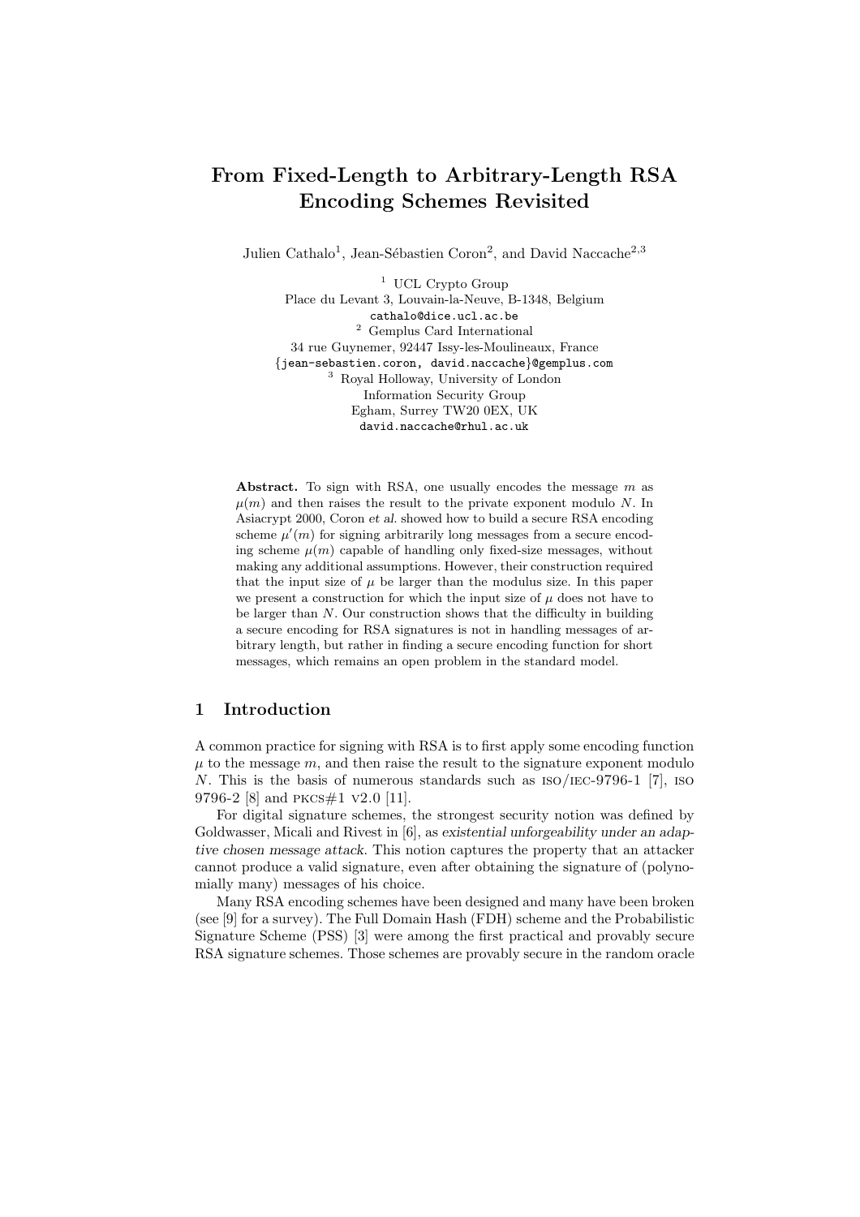# From Fixed-Length to Arbitrary-Length RSA Encoding Schemes Revisited

Julien Cathalo[1], Jean-Sébastien Coron[2], and David Naccache[2,3]

[1] UCL Crypto Group
Place du Levant 3, Louvain-la-Neuve, B-1348, Belgium
cathalo@dice.ucl.ac.be

[2] Gemplus Card International
34 rue Guynemer, 92447 Issy-les-Moulineaux, France
{jean-sebastien.coron, david.naccache}@gemplus.com

[3] Royal Holloway, University of London
Information Security Group
Egham, Surrey TW20 0EX, UK
david.naccache@rhul.ac.uk

**Abstract.** To sign with RSA, one usually encodes the message $m$ as $\mu(m)$ and then raises the result to the private exponent modulo $N$. In Asiacrypt 2000, Coron *et al.* showed how to build a secure RSA encoding scheme $\mu'(m)$ for signing arbitrarily long messages from a secure encoding scheme $\mu(m)$ capable of handling only fixed-size messages, without making any additional assumptions. However, their construction required that the input size of $\mu$ be larger than the modulus size. In this paper we present a construction for which the input size of $\mu$ does not have to be larger than $N$. Our construction shows that the difficulty in building a secure encoding for RSA signatures is not in handling messages of arbitrary length, but rather in finding a secure encoding function for short messages, which remains an open problem in the standard model.

## 1 Introduction

A common practice for signing with RSA is to first apply some encoding function $\mu$ to the message $m$, and then raise the result to the signature exponent modulo $N$. This is the basis of numerous standards such as ISO/IEC-9796-1 [7], ISO 9796-2 [8] and PKCS#1 v2.0 [11].

For digital signature schemes, the strongest security notion was defined by Goldwasser, Micali and Rivest in [6], as *existential unforgeability under an adaptive chosen message attack*. This notion captures the property that an attacker cannot produce a valid signature, even after obtaining the signature of (polynomially many) messages of his choice.

Many RSA encoding schemes have been designed and many have been broken (see [9] for a survey). The Full Domain Hash (FDH) scheme and the Probabilistic Signature Scheme (PSS) [3] were among the first practical and provably secure RSA signature schemes. Those schemes are provably secure in the random oracle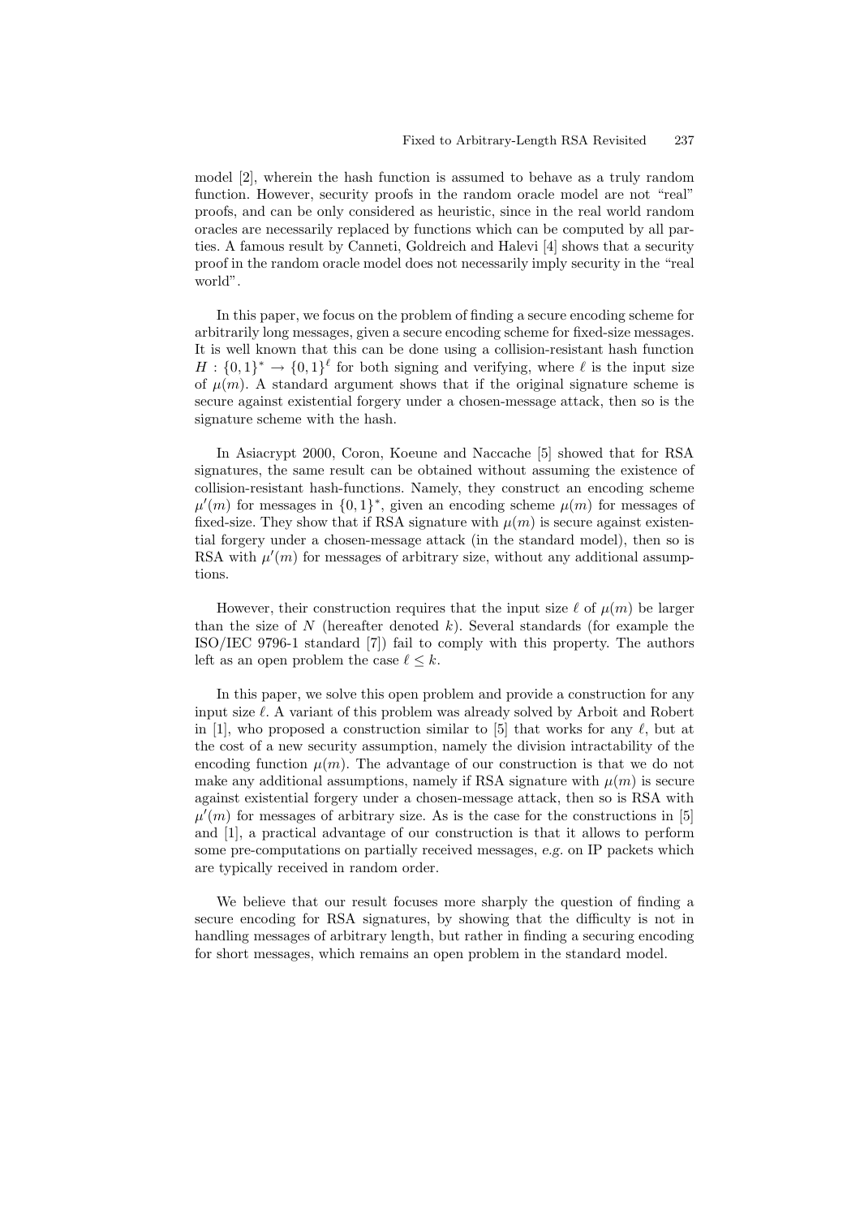model [2], wherein the hash function is assumed to behave as a truly random function. However, security proofs in the random oracle model are not "real" proofs, and can be only considered as heuristic, since in the real world random oracles are necessarily replaced by functions which can be computed by all parties. A famous result by Canneti, Goldreich and Halevi [4] shows that a security proof in the random oracle model does not necessarily imply security in the "real world".

In this paper, we focus on the problem of finding a secure encoding scheme for arbitrarily long messages, given a secure encoding scheme for fixed-size messages. It is well known that this can be done using a collision-resistant hash function $H : \{0,1\}^* \rightarrow \{0,1\}^\ell$ for both signing and verifying, where $\ell$ is the input size of $\mu(m)$. A standard argument shows that if the original signature scheme is secure against existential forgery under a chosen-message attack, then so is the signature scheme with the hash.

In Asiacrypt 2000, Coron, Koeune and Naccache [5] showed that for RSA signatures, the same result can be obtained without assuming the existence of collision-resistant hash-functions. Namely, they construct an encoding scheme $\mu'(m)$ for messages in $\{0,1\}^*$, given an encoding scheme $\mu(m)$ for messages of fixed-size. They show that if RSA signature with $\mu(m)$ is secure against existential forgery under a chosen-message attack (in the standard model), then so is RSA with $\mu'(m)$ for messages of arbitrary size, without any additional assumptions.

However, their construction requires that the input size $\ell$ of $\mu(m)$ be larger than the size of $N$ (hereafter denoted $k$). Several standards (for example the ISO/IEC 9796-1 standard [7]) fail to comply with this property. The authors left as an open problem the case $\ell \leq k$.

In this paper, we solve this open problem and provide a construction for any input size $\ell$. A variant of this problem was already solved by Arboit and Robert in [1], who proposed a construction similar to [5] that works for any $\ell$, but at the cost of a new security assumption, namely the division intractability of the encoding function $\mu(m)$. The advantage of our construction is that we do not make any additional assumptions, namely if RSA signature with $\mu(m)$ is secure against existential forgery under a chosen-message attack, then so is RSA with $\mu'(m)$ for messages of arbitrary size. As is the case for the constructions in [5] and [1], a practical advantage of our construction is that it allows to perform some pre-computations on partially received messages, *e.g.* on IP packets which are typically received in random order.

We believe that our result focuses more sharply the question of finding a secure encoding for RSA signatures, by showing that the difficulty is not in handling messages of arbitrary length, but rather in finding a securing encoding for short messages, which remains an open problem in the standard model.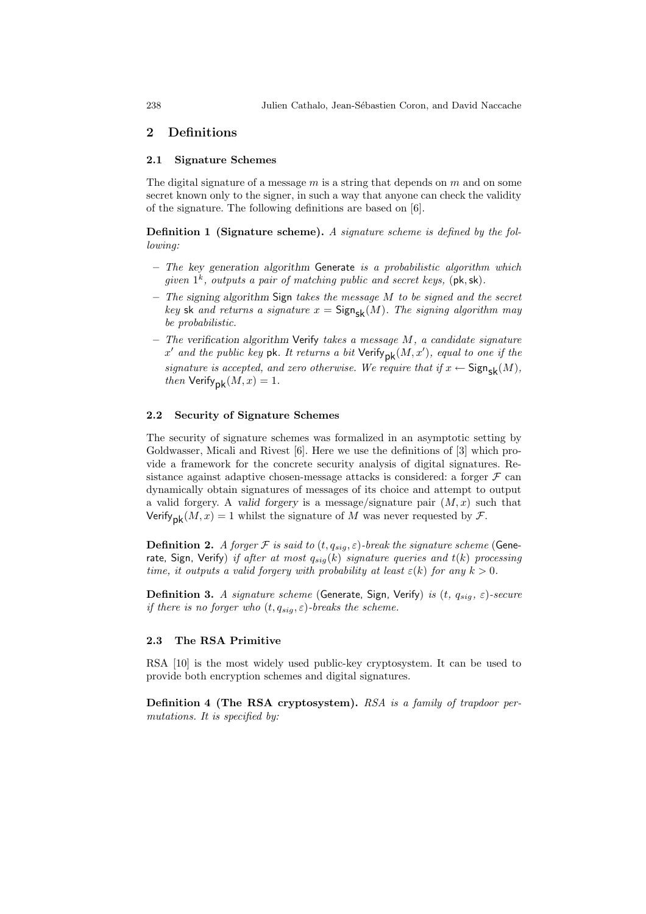## 2 Definitions

### 2.1 Signature Schemes

The digital signature of a message $m$ is a string that depends on $m$ and on some secret known only to the signer, in such a way that anyone can check the validity of the signature. The following definitions are based on [6].

**Definition 1 (Signature scheme).** *A signature scheme is defined by the following:*

- *The key generation algorithm* Generate *is a probabilistic algorithm which given $1^k$, outputs a pair of matching public and secret keys,* $(\mathsf{pk}, \mathsf{sk})$.
- *The signing algorithm* Sign *takes the message $M$ to be signed and the secret key* sk *and returns a signature $x = \mathsf{Sign}_{\mathsf{sk}}(M)$. The signing algorithm may be probabilistic.*
- *The verification algorithm* Verify *takes a message $M$, a candidate signature $x'$ and the public key* pk*. It returns a bit $\mathsf{Verify}_{\mathsf{pk}}(M, x')$, equal to one if the signature is accepted, and zero otherwise. We require that if $x \leftarrow \mathsf{Sign}_{\mathsf{sk}}(M)$, then $\mathsf{Verify}_{\mathsf{pk}}(M, x) = 1$.*

### 2.2 Security of Signature Schemes

The security of signature schemes was formalized in an asymptotic setting by Goldwasser, Micali and Rivest [6]. Here we use the definitions of [3] which provide a framework for the concrete security analysis of digital signatures. Resistance against adaptive chosen-message attacks is considered: a forger $\mathcal{F}$ can dynamically obtain signatures of messages of its choice and attempt to output a valid forgery. A *valid forgery* is a message/signature pair $(M, x)$ such that $\mathsf{Verify}_{\mathsf{pk}}(M, x) = 1$ whilst the signature of $M$ was never requested by $\mathcal{F}$.

**Definition 2.** *A forger $\mathcal{F}$ is said to $(t, q_{sig}, \varepsilon)$-break the signature scheme* (Generate, Sign, Verify) *if after at most $q_{sig}(k)$ signature queries and $t(k)$ processing time, it outputs a valid forgery with probability at least $\varepsilon(k)$ for any $k > 0$.*

**Definition 3.** *A signature scheme* (Generate, Sign, Verify) *is $(t, q_{sig}, \varepsilon)$-secure if there is no forger who $(t, q_{sig}, \varepsilon)$-breaks the scheme.*

### 2.3 The RSA Primitive

RSA [10] is the most widely used public-key cryptosystem. It can be used to provide both encryption schemes and digital signatures.

**Definition 4 (The RSA cryptosystem).** *RSA is a family of trapdoor permutations. It is specified by:*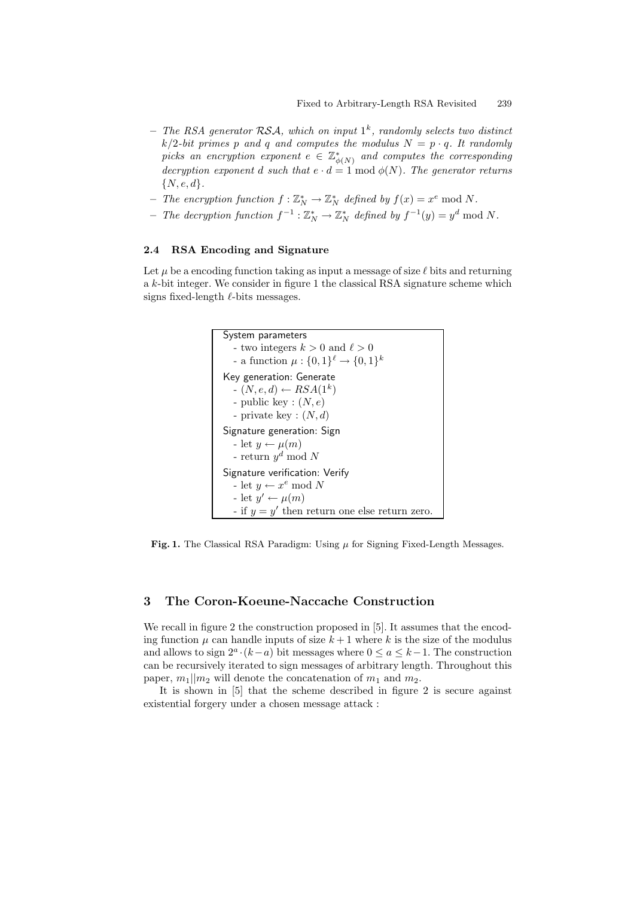- *The RSA generator $\mathcal{RSA}$, which on input $1^k$, randomly selects two distinct $k/2$-bit primes $p$ and $q$ and computes the modulus $N = p \cdot q$. It randomly picks an encryption exponent $e \in \mathbb{Z}^*_{\phi(N)}$ and computes the corresponding decryption exponent $d$ such that $e \cdot d = 1 \bmod \phi(N)$. The generator returns $\{N, e, d\}$.*
- *The encryption function $f : \mathbb{Z}^*_N \to \mathbb{Z}^*_N$ defined by $f(x) = x^e \bmod N$.*
- *The decryption function $f^{-1} : \mathbb{Z}^*_N \to \mathbb{Z}^*_N$ defined by $f^{-1}(y) = y^d \bmod N$.*

### 2.4 RSA Encoding and Signature

Let $\mu$ be a encoding function taking as input a message of size $\ell$ bits and returning a $k$-bit integer. We consider in figure 1 the classical RSA signature scheme which signs fixed-length $\ell$-bits messages.

System parameters
- two integers $k > 0$ and $\ell > 0$
- a function $\mu : \{0,1\}^\ell \to \{0,1\}^k$

Key generation: Generate
- $(N, e, d) \leftarrow RSA(1^k)$
- public key : $(N, e)$
- private key : $(N, d)$

Signature generation: Sign
- let $y \leftarrow \mu(m)$
- return $y^d \bmod N$

Signature verification: Verify
- let $y \leftarrow x^e \bmod N$
- let $y' \leftarrow \mu(m)$
- if $y = y'$ then return one else return zero.

**Fig. 1.** The Classical RSA Paradigm: Using $\mu$ for Signing Fixed-Length Messages.

## 3 The Coron-Koeune-Naccache Construction

We recall in figure 2 the construction proposed in [5]. It assumes that the encoding function $\mu$ can handle inputs of size $k+1$ where $k$ is the size of the modulus and allows to sign $2^a \cdot (k-a)$ bit messages where $0 \leq a \leq k-1$. The construction can be recursively iterated to sign messages of arbitrary length. Throughout this paper, $m_1 || m_2$ will denote the concatenation of $m_1$ and $m_2$.

It is shown in [5] that the scheme described in figure 2 is secure against existential forgery under a chosen message attack :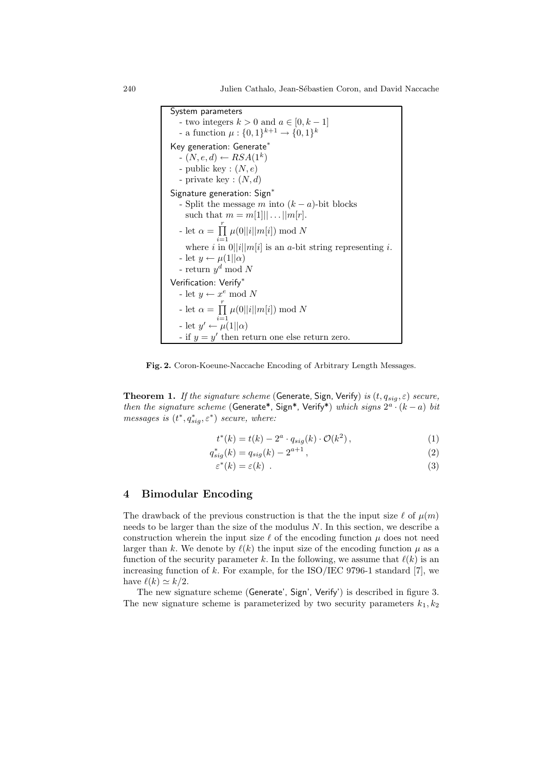System parameters
- two integers $k > 0$ and $a \in [0, k-1]$
- a function $\mu : \{0,1\}^{k+1} \rightarrow \{0,1\}^k$

Key generation: Generate$^*$
- $(N, e, d) \leftarrow RSA(1^k)$
- public key : $(N, e)$
- private key : $(N, d)$

Signature generation: Sign$^*$
- Split the message $m$ into $(k-a)$-bit blocks such that $m = m[1]||\ldots||m[r]$.
- let $\alpha = \prod_{i=1}^{r} \mu(0||i||m[i]) \bmod N$ where $i$ in $0||i||m[i]$ is an $a$-bit string representing $i$.
- let $y \leftarrow \mu(1||\alpha)$
- return $y^d \bmod N$

Verification: Verify$^*$
- let $y \leftarrow x^e \bmod N$
- let $\alpha = \prod_{i=1}^{r} \mu(0||i||m[i]) \bmod N$
- let $y' \leftarrow \mu(1||\alpha)$
- if $y = y'$ then return one else return zero.

**Fig. 2.** Coron-Koeune-Naccache Encoding of Arbitrary Length Messages.

**Theorem 1.** *If the signature scheme* (Generate, Sign, Verify) *is* $(t, q_{sig}, \varepsilon)$ *secure, then the signature scheme* (Generate*, Sign*, Verify*) *which signs* $2^a \cdot (k-a)$ *bit messages is* $(t^*, q^*_{sig}, \varepsilon^*)$ *secure, where:*

$$t^*(k) = t(k) - 2^a \cdot q_{sig}(k) \cdot \mathcal{O}(k^2)\,, \tag{1}$$

$$q^*_{sig}(k) = q_{sig}(k) - 2^{a+1}\,, \tag{2}$$

$$\varepsilon^*(k) = \varepsilon(k)\ . \tag{3}$$

## 4 Bimodular Encoding

The drawback of the previous construction is that the the input size $\ell$ of $\mu(m)$ needs to be larger than the size of the modulus $N$. In this section, we describe a construction wherein the input size $\ell$ of the encoding function $\mu$ does not need larger than $k$. We denote by $\ell(k)$ the input size of the encoding function $\mu$ as a function of the security parameter $k$. In the following, we assume that $\ell(k)$ is an increasing function of $k$. For example, for the ISO/IEC 9796-1 standard [7], we have $\ell(k) \simeq k/2$.

The new signature scheme (Generate', Sign', Verify') is described in figure 3. The new signature scheme is parameterized by two security parameters $k_1, k_2$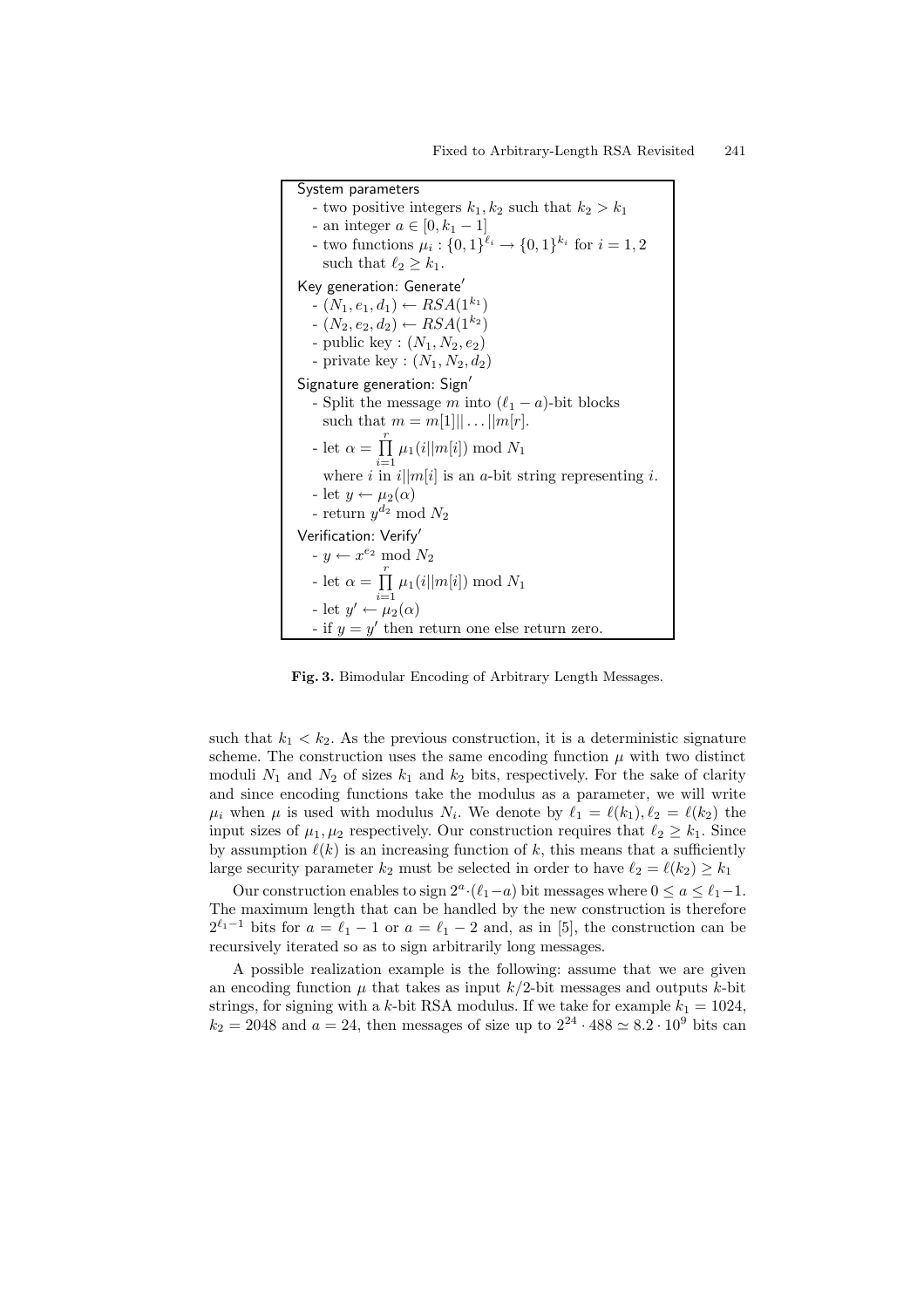**System parameters**

- two positive integers $k_1, k_2$ such that $k_2 > k_1$
- an integer $a \in [0, k_1 - 1]$
- two functions $\mu_i : \{0,1\}^{\ell_i} \to \{0,1\}^{k_i}$ for $i = 1, 2$ such that $\ell_2 \geq k_1$.

**Key generation: Generate′**

- $(N_1, e_1, d_1) \leftarrow RSA(1^{k_1})$
- $(N_2, e_2, d_2) \leftarrow RSA(1^{k_2})$
- public key : $(N_1, N_2, e_2)$
- private key : $(N_1, N_2, d_2)$

**Signature generation: Sign′**

- Split the message $m$ into $(\ell_1 - a)$-bit blocks such that $m = m[1]|| \ldots ||m[r]$.
- let $\alpha = \prod_{i=1}^{r} \mu_1(i||m[i]) \bmod N_1$ where $i$ in $i||m[i]$ is an $a$-bit string representing $i$.
- let $y \leftarrow \mu_2(\alpha)$
- return $y^{d_2} \bmod N_2$

**Verification: Verify′**

- $y \leftarrow x^{e_2} \bmod N_2$
- let $\alpha = \prod_{i=1}^{r} \mu_1(i||m[i]) \bmod N_1$
- let $y' \leftarrow \mu_2(\alpha)$
- if $y = y'$ then return one else return zero.

**Fig. 3.** Bimodular Encoding of Arbitrary Length Messages.

such that $k_1 < k_2$. As the previous construction, it is a deterministic signature scheme. The construction uses the same encoding function $\mu$ with two distinct moduli $N_1$ and $N_2$ of sizes $k_1$ and $k_2$ bits, respectively. For the sake of clarity and since encoding functions take the modulus as a parameter, we will write $\mu_i$ when $\mu$ is used with modulus $N_i$. We denote by $\ell_1 = \ell(k_1), \ell_2 = \ell(k_2)$ the input sizes of $\mu_1, \mu_2$ respectively. Our construction requires that $\ell_2 \geq k_1$. Since by assumption $\ell(k)$ is an increasing function of $k$, this means that a sufficiently large security parameter $k_2$ must be selected in order to have $\ell_2 = \ell(k_2) \geq k_1$

Our construction enables to sign $2^a \cdot (\ell_1 - a)$ bit messages where $0 \leq a \leq \ell_1 - 1$. The maximum length that can be handled by the new construction is therefore $2^{\ell_1 - 1}$ bits for $a = \ell_1 - 1$ or $a = \ell_1 - 2$ and, as in [5], the construction can be recursively iterated so as to sign arbitrarily long messages.

A possible realization example is the following: assume that we are given an encoding function $\mu$ that takes as input $k/2$-bit messages and outputs $k$-bit strings, for signing with a $k$-bit RSA modulus. If we take for example $k_1 = 1024$, $k_2 = 2048$ and $a = 24$, then messages of size up to $2^{24} \cdot 488 \simeq 8.2 \cdot 10^9$ bits can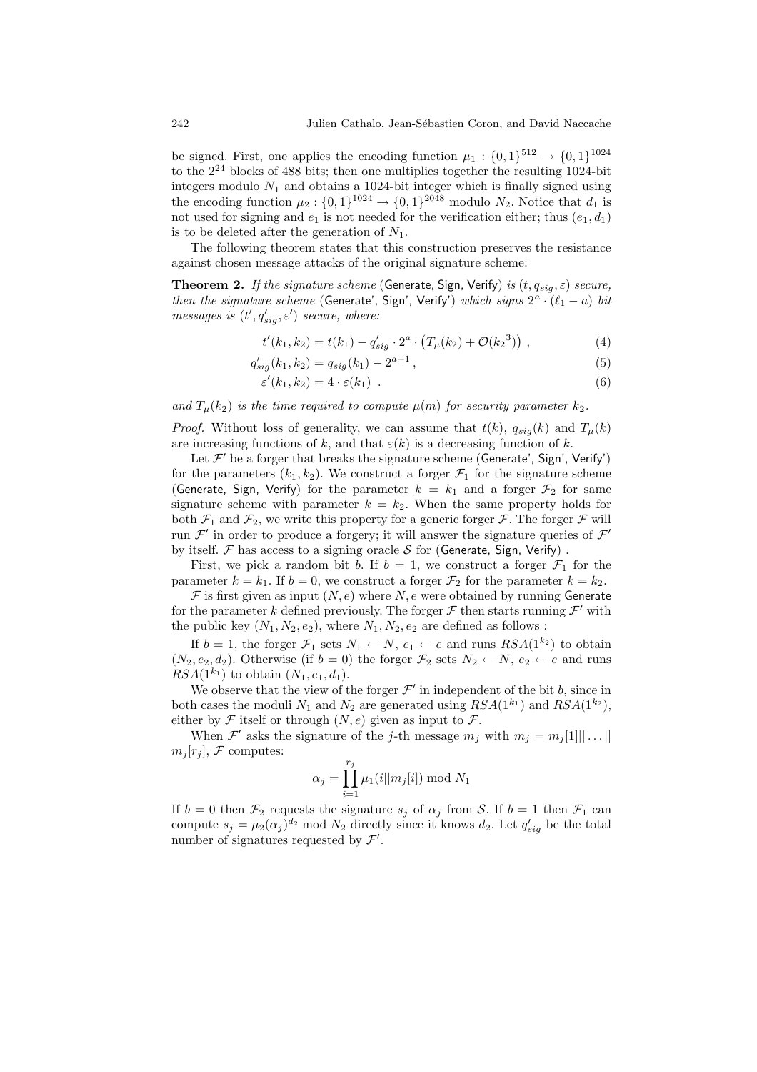be signed. First, one applies the encoding function $\mu_1 : \{0,1\}^{512} \rightarrow \{0,1\}^{1024}$ to the $2^{24}$ blocks of 488 bits; then one multiplies together the resulting 1024-bit integers modulo $N_1$ and obtains a 1024-bit integer which is finally signed using the encoding function $\mu_2 : \{0,1\}^{1024} \rightarrow \{0,1\}^{2048}$ modulo $N_2$. Notice that $d_1$ is not used for signing and $e_1$ is not needed for the verification either; thus $(e_1, d_1)$ is to be deleted after the generation of $N_1$.

The following theorem states that this construction preserves the resistance against chosen message attacks of the original signature scheme:

**Theorem 2.** *If the signature scheme* (Generate, Sign, Verify) *is* $(t, q_{sig}, \varepsilon)$ *secure, then the signature scheme* (Generate', Sign', Verify') *which signs* $2^a \cdot (\ell_1 - a)$ *bit messages is* $(t', q'_{sig}, \varepsilon')$ *secure, where:*

$$t'(k_1, k_2) = t(k_1) - q'_{sig} \cdot 2^a \cdot \left(T_\mu(k_2) + \mathcal{O}(k_2{}^3)\right) , \tag{4}$$

$$q'_{sig}(k_1, k_2) = q_{sig}(k_1) - 2^{a+1} , \tag{5}$$

$$\varepsilon'(k_1, k_2) = 4 \cdot \varepsilon(k_1) . \tag{6}$$

*and* $T_\mu(k_2)$ *is the time required to compute* $\mu(m)$ *for security parameter* $k_2$.

*Proof.* Without loss of generality, we can assume that $t(k)$, $q_{sig}(k)$ and $T_\mu(k)$ are increasing functions of $k$, and that $\varepsilon(k)$ is a decreasing function of $k$.

Let $\mathcal{F}'$ be a forger that breaks the signature scheme (Generate', Sign', Verify') for the parameters $(k_1, k_2)$. We construct a forger $\mathcal{F}_1$ for the signature scheme (Generate, Sign, Verify) for the parameter $k = k_1$ and a forger $\mathcal{F}_2$ for same signature scheme with parameter $k = k_2$. When the same property holds for both $\mathcal{F}_1$ and $\mathcal{F}_2$, we write this property for a generic forger $\mathcal{F}$. The forger $\mathcal{F}$ will run $\mathcal{F}'$ in order to produce a forgery; it will answer the signature queries of $\mathcal{F}'$ by itself. $\mathcal{F}$ has access to a signing oracle $\mathcal{S}$ for (Generate, Sign, Verify) .

First, we pick a random bit $b$. If $b = 1$, we construct a forger $\mathcal{F}_1$ for the parameter $k = k_1$. If $b = 0$, we construct a forger $\mathcal{F}_2$ for the parameter $k = k_2$.

$\mathcal{F}$ is first given as input $(N, e)$ where $N, e$ were obtained by running Generate for the parameter $k$ defined previously. The forger $\mathcal{F}$ then starts running $\mathcal{F}'$ with the public key $(N_1, N_2, e_2)$, where $N_1, N_2, e_2$ are defined as follows :

If $b = 1$, the forger $\mathcal{F}_1$ sets $N_1 \leftarrow N$, $e_1 \leftarrow e$ and runs $RSA(1^{k_2})$ to obtain $(N_2, e_2, d_2)$. Otherwise (if $b = 0$) the forger $\mathcal{F}_2$ sets $N_2 \leftarrow N$, $e_2 \leftarrow e$ and runs $RSA(1^{k_1})$ to obtain $(N_1, e_1, d_1)$.

We observe that the view of the forger $\mathcal{F}'$ in independent of the bit $b$, since in both cases the moduli $N_1$ and $N_2$ are generated using $RSA(1^{k_1})$ and $RSA(1^{k_2})$, either by $\mathcal{F}$ itself or through $(N, e)$ given as input to $\mathcal{F}$.

When $\mathcal{F}'$ asks the signature of the $j$-th message $m_j$ with $m_j = m_j[1]|| \ldots || m_j[r_j]$, $\mathcal{F}$ computes:

$$\alpha_j = \prod_{i=1}^{r_j} \mu_1(i||m_j[i]) \bmod N_1$$

If $b = 0$ then $\mathcal{F}_2$ requests the signature $s_j$ of $\alpha_j$ from $\mathcal{S}$. If $b = 1$ then $\mathcal{F}_1$ can compute $s_j = \mu_2(\alpha_j)^{d_2} \bmod N_2$ directly since it knows $d_2$. Let $q'_{sig}$ be the total number of signatures requested by $\mathcal{F}'$.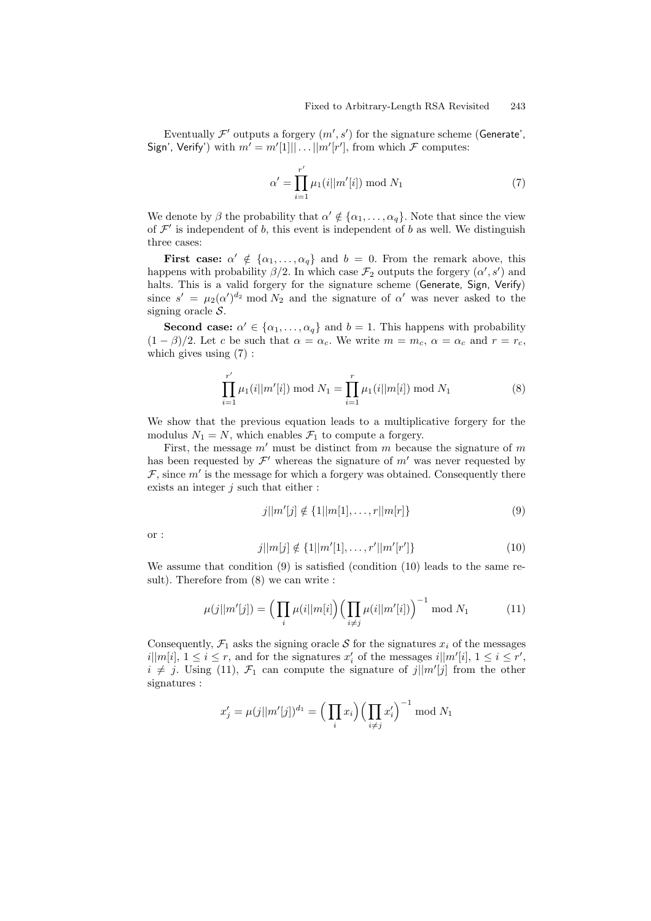Eventually $\mathcal{F}'$ outputs a forgery $(m', s')$ for the signature scheme (Generate', Sign', Verify') with $m' = m'[1]||\ldots||m'[r']$, from which $\mathcal{F}$ computes:

$$\alpha' = \prod_{i=1}^{r'} \mu_1(i||m'[i]) \bmod N_1 \tag{7}$$

We denote by $\beta$ the probability that $\alpha' \notin \{\alpha_1, \ldots, \alpha_q\}$. Note that since the view of $\mathcal{F}'$ is independent of $b$, this event is independent of $b$ as well. We distinguish three cases:

**First case:** $\alpha' \notin \{\alpha_1, \ldots, \alpha_q\}$ and $b = 0$. From the remark above, this happens with probability $\beta/2$. In which case $\mathcal{F}_2$ outputs the forgery $(\alpha', s')$ and halts. This is a valid forgery for the signature scheme (Generate, Sign, Verify) since $s' = \mu_2(\alpha')^{d_2} \bmod N_2$ and the signature of $\alpha'$ was never asked to the signing oracle $\mathcal{S}$.

**Second case:** $\alpha' \in \{\alpha_1, \ldots, \alpha_q\}$ and $b = 1$. This happens with probability $(1 - \beta)/2$. Let $c$ be such that $\alpha = \alpha_c$. We write $m = m_c$, $\alpha = \alpha_c$ and $r = r_c$, which gives using (7) :

$$\prod_{i=1}^{r'} \mu_1(i||m'[i]) \bmod N_1 = \prod_{i=1}^{r} \mu_1(i||m[i]) \bmod N_1 \tag{8}$$

We show that the previous equation leads to a multiplicative forgery for the modulus $N_1 = N$, which enables $\mathcal{F}_1$ to compute a forgery.

First, the message $m'$ must be distinct from $m$ because the signature of $m$ has been requested by $\mathcal{F}'$ whereas the signature of $m'$ was never requested by $\mathcal{F}$, since $m'$ is the message for which a forgery was obtained. Consequently there exists an integer $j$ such that either :

$$j||m'[j] \notin \{1||m[1], \ldots, r||m[r]\} \tag{9}$$

or :

$$j||m[j] \notin \{1||m'[1], \ldots, r'||m'[r']\} \tag{10}$$

We assume that condition (9) is satisfied (condition (10) leads to the same result). Therefore from (8) we can write :

$$\mu(j||m'[j]) = \Big(\prod_i \mu(i||m[i]\Big)\Big(\prod_{i \neq j} \mu(i||m'[i])\Big)^{-1} \bmod N_1 \tag{11}$$

Consequently, $\mathcal{F}_1$ asks the signing oracle $\mathcal{S}$ for the signatures $x_i$ of the messages $i||m[i]$, $1 \le i \le r$, and for the signatures $x'_i$ of the messages $i||m'[i]$, $1 \le i \le r'$, $i \neq j$. Using (11), $\mathcal{F}_1$ can compute the signature of $j||m'[j]$ from the other signatures :

$$x'_j = \mu(j||m'[j])^{d_1} = \Big(\prod_i x_i\Big)\Big(\prod_{i \neq j} x'_i\Big)^{-1} \bmod N_1$$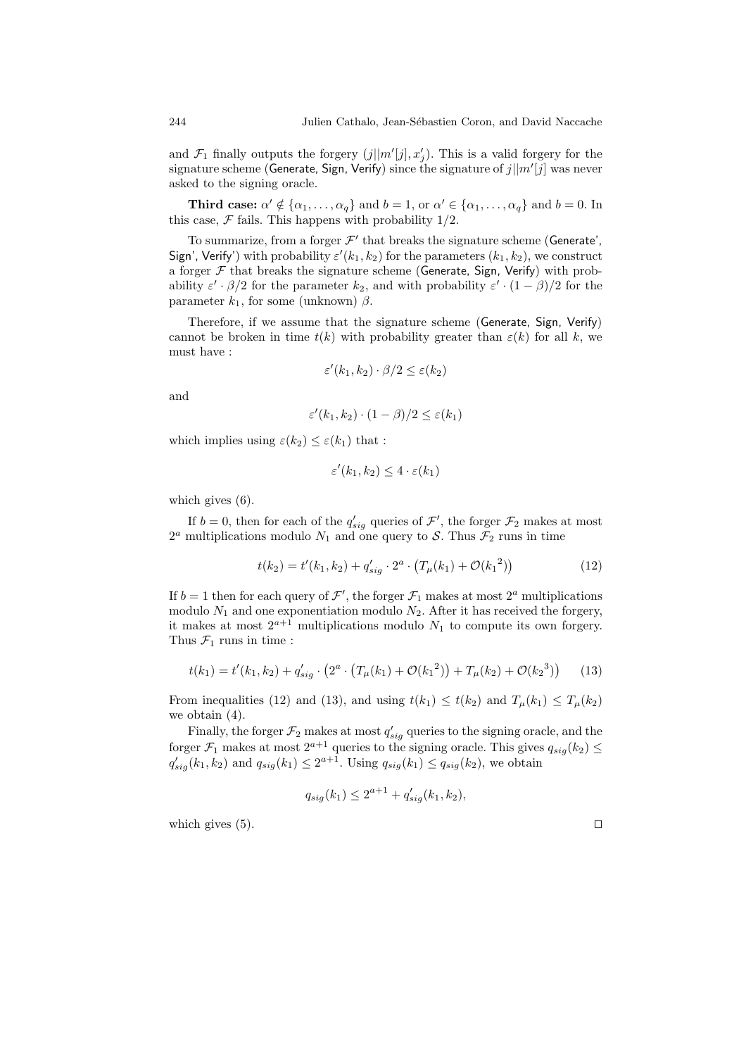and $\mathcal{F}_1$ finally outputs the forgery $(j||m'[j], x'_j)$. This is a valid forgery for the signature scheme (Generate, Sign, Verify) since the signature of $j||m'[j]$ was never asked to the signing oracle.

**Third case:** $\alpha' \notin \{\alpha_1, \ldots, \alpha_q\}$ and $b = 1$, or $\alpha' \in \{\alpha_1, \ldots, \alpha_q\}$ and $b = 0$. In this case, $\mathcal{F}$ fails. This happens with probability $1/2$.

To summarize, from a forger $\mathcal{F}'$ that breaks the signature scheme (Generate', Sign', Verify') with probability $\varepsilon'(k_1, k_2)$ for the parameters $(k_1, k_2)$, we construct a forger $\mathcal{F}$ that breaks the signature scheme (Generate, Sign, Verify) with probability $\varepsilon' \cdot \beta/2$ for the parameter $k_2$, and with probability $\varepsilon' \cdot (1-\beta)/2$ for the parameter $k_1$, for some (unknown) $\beta$.

Therefore, if we assume that the signature scheme (Generate, Sign, Verify) cannot be broken in time $t(k)$ with probability greater than $\varepsilon(k)$ for all $k$, we must have :

$$\varepsilon'(k_1, k_2) \cdot \beta/2 \leq \varepsilon(k_2)$$

and

$$\varepsilon'(k_1, k_2) \cdot (1-\beta)/2 \leq \varepsilon(k_1)$$

which implies using $\varepsilon(k_2) \leq \varepsilon(k_1)$ that :

$$\varepsilon'(k_1, k_2) \leq 4 \cdot \varepsilon(k_1)$$

which gives (6).

If $b = 0$, then for each of the $q'_{sig}$ queries of $\mathcal{F}'$, the forger $\mathcal{F}_2$ makes at most $2^a$ multiplications modulo $N_1$ and one query to $\mathcal{S}$. Thus $\mathcal{F}_2$ runs in time

$$t(k_2) = t'(k_1, k_2) + q'_{sig} \cdot 2^a \cdot \left(T_\mu(k_1) + \mathcal{O}({k_1}^2)\right) \tag{12}$$

If $b = 1$ then for each query of $\mathcal{F}'$, the forger $\mathcal{F}_1$ makes at most $2^a$ multiplications modulo $N_1$ and one exponentiation modulo $N_2$. After it has received the forgery, it makes at most $2^{a+1}$ multiplications modulo $N_1$ to compute its own forgery. Thus $\mathcal{F}_1$ runs in time :

$$t(k_1) = t'(k_1, k_2) + q'_{sig} \cdot \left(2^a \cdot \left(T_\mu(k_1) + \mathcal{O}({k_1}^2)\right) + T_\mu(k_2) + \mathcal{O}({k_2}^3)\right) \tag{13}$$

From inequalities (12) and (13), and using $t(k_1) \leq t(k_2)$ and $T_\mu(k_1) \leq T_\mu(k_2)$ we obtain (4).

Finally, the forger $\mathcal{F}_2$ makes at most $q'_{sig}$ queries to the signing oracle, and the forger $\mathcal{F}_1$ makes at most $2^{a+1}$ queries to the signing oracle. This gives $q_{sig}(k_2) \leq q'_{sig}(k_1, k_2)$ and $q_{sig}(k_1) \leq 2^{a+1}$. Using $q_{sig}(k_1) \leq q_{sig}(k_2)$, we obtain

$$q_{sig}(k_1) \leq 2^{a+1} + q'_{sig}(k_1, k_2),$$

which gives (5). □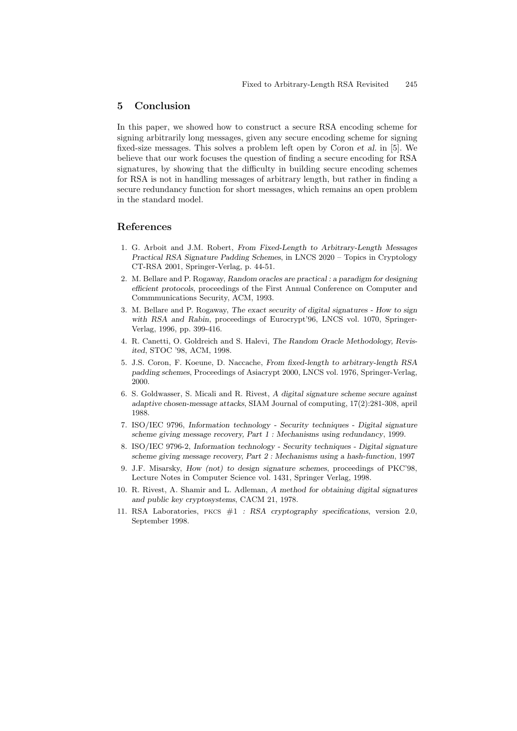## 5 Conclusion

In this paper, we showed how to construct a secure RSA encoding scheme for signing arbitrarily long messages, given any secure encoding scheme for signing fixed-size messages. This solves a problem left open by Coron *et al.* in [5]. We believe that our work focuses the question of finding a secure encoding for RSA signatures, by showing that the difficulty in building secure encoding schemes for RSA is not in handling messages of arbitrary length, but rather in finding a secure redundancy function for short messages, which remains an open problem in the standard model.

## References

1. G. Arboit and J.M. Robert, *From Fixed-Length to Arbitrary-Length Messages Practical RSA Signature Padding Schemes*, in LNCS 2020 – Topics in Cryptology CT-RSA 2001, Springer-Verlag, p. 44-51.
2. M. Bellare and P. Rogaway, *Random oracles are practical : a paradigm for designing efficient protocols*, proceedings of the First Annual Conference on Computer and Commmunications Security, ACM, 1993.
3. M. Bellare and P. Rogaway, *The exact security of digital signatures - How to sign with RSA and Rabin*, proceedings of Eurocrypt'96, LNCS vol. 1070, Springer-Verlag, 1996, pp. 399-416.
4. R. Canetti, O. Goldreich and S. Halevi, *The Random Oracle Methodology, Revisited*, STOC '98, ACM, 1998.
5. J.S. Coron, F. Koeune, D. Naccache, *From fixed-length to arbitrary-length RSA padding schemes*, Proceedings of Asiacrypt 2000, LNCS vol. 1976, Springer-Verlag, 2000.
6. S. Goldwasser, S. Micali and R. Rivest, *A digital signature scheme secure against adaptive chosen-message attacks*, SIAM Journal of computing, 17(2):281-308, april 1988.
7. ISO/IEC 9796, *Information technology - Security techniques - Digital signature scheme giving message recovery, Part 1 : Mechanisms using redundancy*, 1999.
8. ISO/IEC 9796-2, *Information technology - Security techniques - Digital signature scheme giving message recovery, Part 2 : Mechanisms using a hash-function*, 1997
9. J.F. Misarsky, *How (not) to design signature schemes*, proceedings of PKC'98, Lecture Notes in Computer Science vol. 1431, Springer Verlag, 1998.
10. R. Rivest, A. Shamir and L. Adleman, *A method for obtaining digital signatures and public key cryptosystems*, CACM 21, 1978.
11. RSA Laboratories, PKCS #1 *: RSA cryptography specifications*, version 2.0, September 1998.